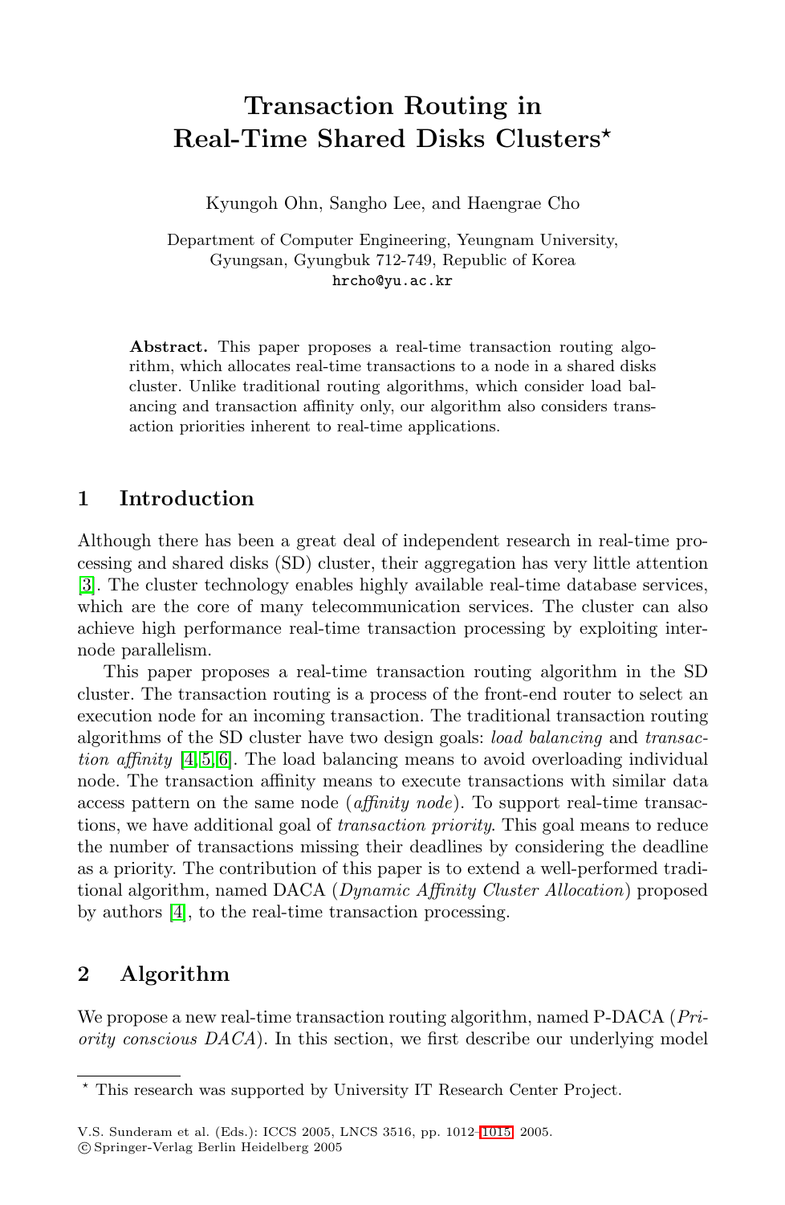# Transaction Routing in Real-Time Shared Disks Clusters*

Kyungoh Ohn, Sangho Lee, and Haengrae Cho

Department of Computer Engineering, Yeungnam University,
Gyungsan, Gyungbuk 712-749, Republic of Korea
hrcho@yu.ac.kr

**Abstract.** This paper proposes a real-time transaction routing algorithm, which allocates real-time transactions to a node in a shared disks cluster. Unlike traditional routing algorithms, which consider load balancing and transaction affinity only, our algorithm also considers transaction priorities inherent to real-time applications.

## 1 Introduction

Although there has been a great deal of independent research in real-time processing and shared disks (SD) cluster, their aggregation has very little attention [3]. The cluster technology enables highly available real-time database services, which are the core of many telecommunication services. The cluster can also achieve high performance real-time transaction processing by exploiting inter-node parallelism.

This paper proposes a real-time transaction routing algorithm in the SD cluster. The transaction routing is a process of the front-end router to select an execution node for an incoming transaction. The traditional transaction routing algorithms of the SD cluster have two design goals: *load balancing* and *transaction affinity* [4,5,6]. The load balancing means to avoid overloading individual node. The transaction affinity means to execute transactions with similar data access pattern on the same node (*affinity node*). To support real-time transactions, we have additional goal of *transaction priority*. This goal means to reduce the number of transactions missing their deadlines by considering the deadline as a priority. The contribution of this paper is to extend a well-performed traditional algorithm, named DACA (*Dynamic Affinity Cluster Allocation*) proposed by authors [4], to the real-time transaction processing.

## 2 Algorithm

We propose a new real-time transaction routing algorithm, named P-DACA (*Priority conscious DACA*). In this section, we first describe our underlying model

* This research was supported by University IT Research Center Project.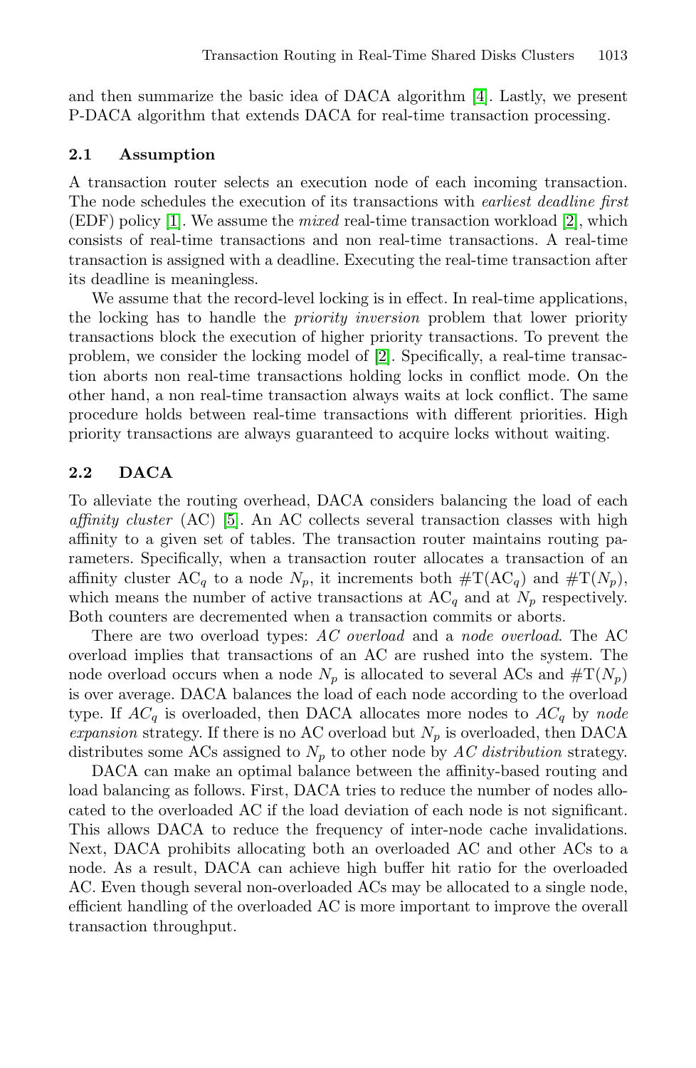and then summarize the basic idea of DACA algorithm [4]. Lastly, we present P-DACA algorithm that extends DACA for real-time transaction processing.

### 2.1 Assumption

A transaction router selects an execution node of each incoming transaction. The node schedules the execution of its transactions with *earliest deadline first* (EDF) policy [1]. We assume the *mixed* real-time transaction workload [2], which consists of real-time transactions and non real-time transactions. A real-time transaction is assigned with a deadline. Executing the real-time transaction after its deadline is meaningless.

We assume that the record-level locking is in effect. In real-time applications, the locking has to handle the *priority inversion* problem that lower priority transactions block the execution of higher priority transactions. To prevent the problem, we consider the locking model of [2]. Specifically, a real-time transaction aborts non real-time transactions holding locks in conflict mode. On the other hand, a non real-time transaction always waits at lock conflict. The same procedure holds between real-time transactions with different priorities. High priority transactions are always guaranteed to acquire locks without waiting.

### 2.2 DACA

To alleviate the routing overhead, DACA considers balancing the load of each *affinity cluster* (AC) [5]. An AC collects several transaction classes with high affinity to a given set of tables. The transaction router maintains routing parameters. Specifically, when a transaction router allocates a transaction of an affinity cluster $\text{AC}_q$ to a node $N_p$, it increments both $\#\text{T}(\text{AC}_q)$ and $\#\text{T}(N_p)$, which means the number of active transactions at $\text{AC}_q$ and at $N_p$ respectively. Both counters are decremented when a transaction commits or aborts.

There are two overload types: *AC overload* and a *node overload*. The AC overload implies that transactions of an AC are rushed into the system. The node overload occurs when a node $N_p$ is allocated to several ACs and $\#\text{T}(N_p)$ is over average. DACA balances the load of each node according to the overload type. If $AC_q$ is overloaded, then DACA allocates more nodes to $AC_q$ by *node expansion* strategy. If there is no AC overload but $N_p$ is overloaded, then DACA distributes some ACs assigned to $N_p$ to other node by *AC distribution* strategy.

DACA can make an optimal balance between the affinity-based routing and load balancing as follows. First, DACA tries to reduce the number of nodes allocated to the overloaded AC if the load deviation of each node is not significant. This allows DACA to reduce the frequency of inter-node cache invalidations. Next, DACA prohibits allocating both an overloaded AC and other ACs to a node. As a result, DACA can achieve high buffer hit ratio for the overloaded AC. Even though several non-overloaded ACs may be allocated to a single node, efficient handling of the overloaded AC is more important to improve the overall transaction throughput.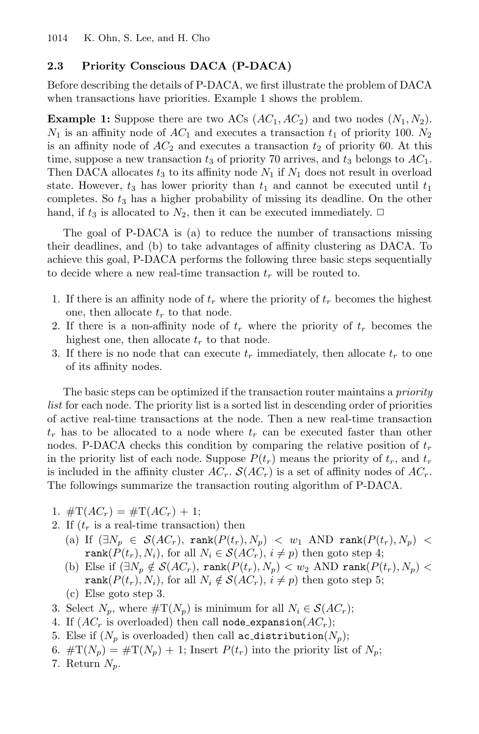### 2.3 Priority Conscious DACA (P-DACA)

Before describing the details of P-DACA, we first illustrate the problem of DACA when transactions have priorities. Example 1 shows the problem.

**Example 1:** Suppose there are two ACs ($AC_1, AC_2$) and two nodes ($N_1, N_2$). $N_1$ is an affinity node of $AC_1$ and executes a transaction $t_1$ of priority 100. $N_2$ is an affinity node of $AC_2$ and executes a transaction $t_2$ of priority 60. At this time, suppose a new transaction $t_3$ of priority 70 arrives, and $t_3$ belongs to $AC_1$. Then DACA allocates $t_3$ to its affinity node $N_1$ if $N_1$ does not result in overload state. However, $t_3$ has lower priority than $t_1$ and cannot be executed until $t_1$ completes. So $t_3$ has a higher probability of missing its deadline. On the other hand, if $t_3$ is allocated to $N_2$, then it can be executed immediately. □

The goal of P-DACA is (a) to reduce the number of transactions missing their deadlines, and (b) to take advantages of affinity clustering as DACA. To achieve this goal, P-DACA performs the following three basic steps sequentially to decide where a new real-time transaction $t_r$ will be routed to.

1. If there is an affinity node of $t_r$ where the priority of $t_r$ becomes the highest one, then allocate $t_r$ to that node.
2. If there is a non-affinity node of $t_r$ where the priority of $t_r$ becomes the highest one, then allocate $t_r$ to that node.
3. If there is no node that can execute $t_r$ immediately, then allocate $t_r$ to one of its affinity nodes.

The basic steps can be optimized if the transaction router maintains a *priority list* for each node. The priority list is a sorted list in descending order of priorities of active real-time transactions at the node. Then a new real-time transaction $t_r$ has to be allocated to a node where $t_r$ can be executed faster than other nodes. P-DACA checks this condition by comparing the relative position of $t_r$ in the priority list of each node. Suppose $P(t_r)$ means the priority of $t_r$, and $t_r$ is included in the affinity cluster $AC_r$. $\mathcal{S}(AC_r)$ is a set of affinity nodes of $AC_r$. The followings summarize the transaction routing algorithm of P-DACA.

1. $\#\text{T}(AC_r) = \#\text{T}(AC_r) + 1$;
2. If ($t_r$ is a real-time transaction) then
   (a) If ($\exists N_p \in \mathcal{S}(AC_r)$, $\texttt{rank}(P(t_r), N_p) < w_1$ AND $\texttt{rank}(P(t_r), N_p) < \texttt{rank}(P(t_r), N_i)$, for all $N_i \in \mathcal{S}(AC_r)$, $i \neq p$) then goto step 4;
   (b) Else if ($\exists N_p \notin \mathcal{S}(AC_r)$, $\texttt{rank}(P(t_r), N_p) < w_2$ AND $\texttt{rank}(P(t_r), N_p) < \texttt{rank}(P(t_r), N_i)$, for all $N_i \notin \mathcal{S}(AC_r)$, $i \neq p$) then goto step 5;
   (c) Else goto step 3.
3. Select $N_p$, where $\#\text{T}(N_p)$ is minimum for all $N_i \in \mathcal{S}(AC_r)$;
4. If ($AC_r$ is overloaded) then call `node_expansion`($AC_r$);
5. Else if ($N_p$ is overloaded) then call `ac_distribution`($N_p$);
6. $\#\text{T}(N_p) = \#\text{T}(N_p) + 1$; Insert $P(t_r)$ into the priority list of $N_p$;
7. Return $N_p$.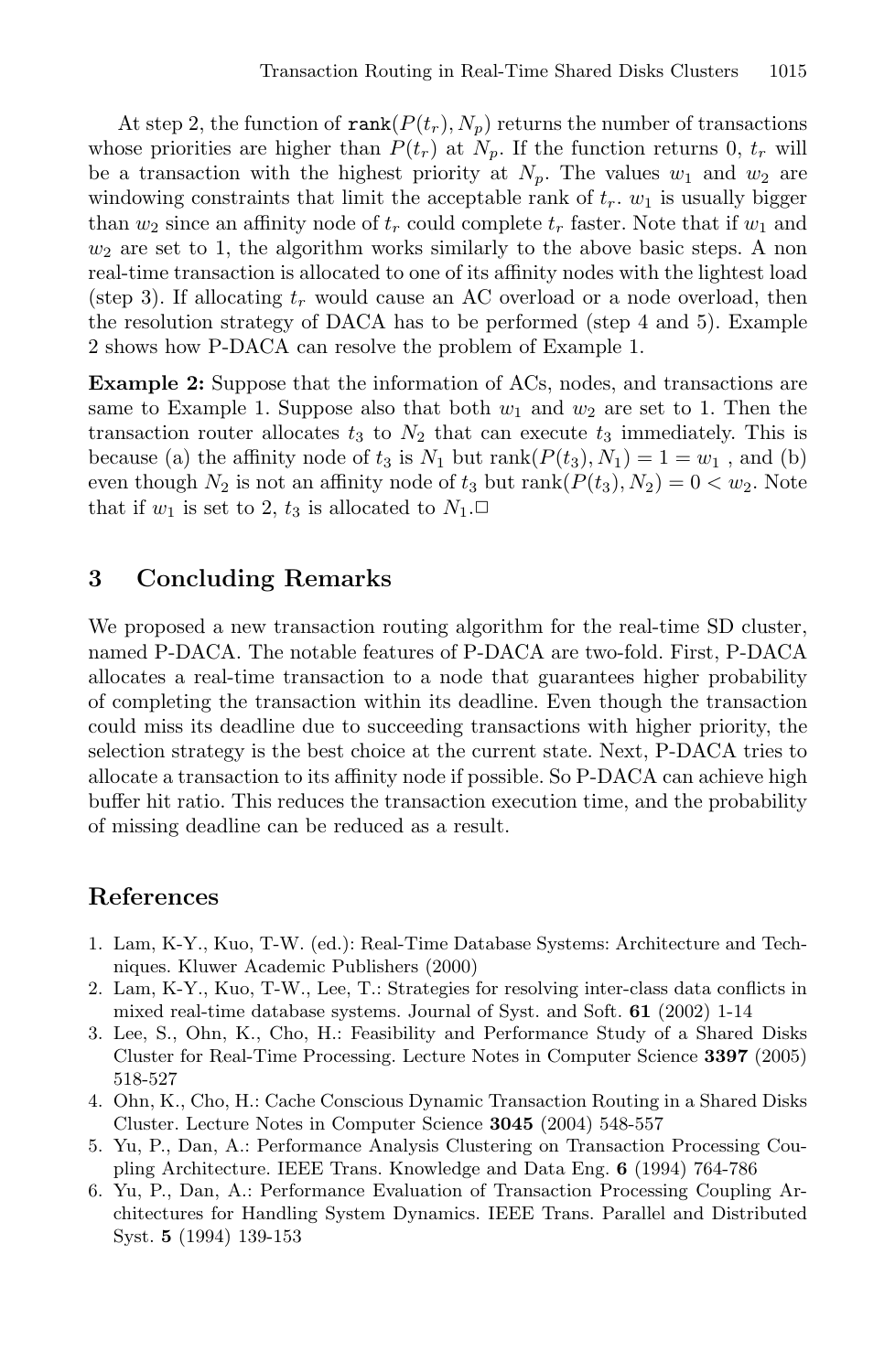At step 2, the function of $\texttt{rank}(P(t_r), N_p)$ returns the number of transactions whose priorities are higher than $P(t_r)$ at $N_p$. If the function returns 0, $t_r$ will be a transaction with the highest priority at $N_p$. The values $w_1$ and $w_2$ are windowing constraints that limit the acceptable rank of $t_r$. $w_1$ is usually bigger than $w_2$ since an affinity node of $t_r$ could complete $t_r$ faster. Note that if $w_1$ and $w_2$ are set to 1, the algorithm works similarly to the above basic steps. A non real-time transaction is allocated to one of its affinity nodes with the lightest load (step 3). If allocating $t_r$ would cause an AC overload or a node overload, then the resolution strategy of DACA has to be performed (step 4 and 5). Example 2 shows how P-DACA can resolve the problem of Example 1.

**Example 2:** Suppose that the information of ACs, nodes, and transactions are same to Example 1. Suppose also that both $w_1$ and $w_2$ are set to 1. Then the transaction router allocates $t_3$ to $N_2$ that can execute $t_3$ immediately. This is because (a) the affinity node of $t_3$ is $N_1$ but $\text{rank}(P(t_3), N_1) = 1 = w_1$ , and (b) even though $N_2$ is not an affinity node of $t_3$ but $\text{rank}(P(t_3), N_2) = 0 < w_2$. Note that if $w_1$ is set to 2, $t_3$ is allocated to $N_1$.□

## 3 Concluding Remarks

We proposed a new transaction routing algorithm for the real-time SD cluster, named P-DACA. The notable features of P-DACA are two-fold. First, P-DACA allocates a real-time transaction to a node that guarantees higher probability of completing the transaction within its deadline. Even though the transaction could miss its deadline due to succeeding transactions with higher priority, the selection strategy is the best choice at the current state. Next, P-DACA tries to allocate a transaction to its affinity node if possible. So P-DACA can achieve high buffer hit ratio. This reduces the transaction execution time, and the probability of missing deadline can be reduced as a result.

## References

1. Lam, K-Y., Kuo, T-W. (ed.): Real-Time Database Systems: Architecture and Techniques. Kluwer Academic Publishers (2000)
2. Lam, K-Y., Kuo, T-W., Lee, T.: Strategies for resolving inter-class data conflicts in mixed real-time database systems. Journal of Syst. and Soft. **61** (2002) 1-14
3. Lee, S., Ohn, K., Cho, H.: Feasibility and Performance Study of a Shared Disks Cluster for Real-Time Processing. Lecture Notes in Computer Science **3397** (2005) 518-527
4. Ohn, K., Cho, H.: Cache Conscious Dynamic Transaction Routing in a Shared Disks Cluster. Lecture Notes in Computer Science **3045** (2004) 548-557
5. Yu, P., Dan, A.: Performance Analysis Clustering on Transaction Processing Coupling Architecture. IEEE Trans. Knowledge and Data Eng. **6** (1994) 764-786
6. Yu, P., Dan, A.: Performance Evaluation of Transaction Processing Coupling Architectures for Handling System Dynamics. IEEE Trans. Parallel and Distributed Syst. **5** (1994) 139-153